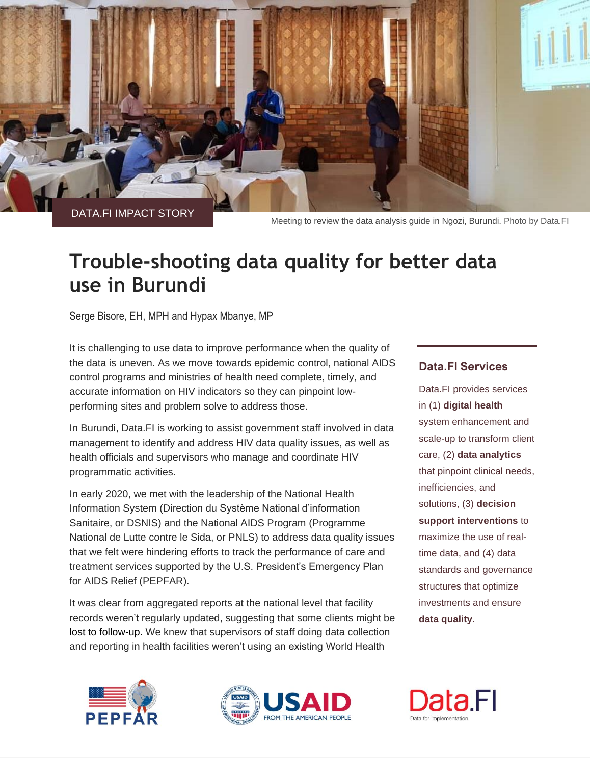DATA.FI IMPACT STORY

Meeting to review the data analysis guide in Ngozi, Burundi. Photo by Data.FI

# Trouble-shooting data quality for better data use in Burundi

Serge Bisore, EH, MPH and Hypax Mbanye, MP

It is challenging to use data to improve performance when the quality of the data is uneven. As we move towards epidemic control, national AIDS control programs and ministries of health need complete, timely, and accurate information on HIV indicators so they can pinpoint low-performing sites and problem solve to address those.

In Burundi, Data.FI is working to assist government staff involved in data management to identify and address HIV data quality issues, as well as health officials and supervisors who manage and coordinate HIV programmatic activities.

In early 2020, we met with the leadership of the National Health Information System (Direction du Système National d'information Sanitaire, or DSNIS) and the National AIDS Program (Programme National de Lutte contre le Sida, or PNLS) to address data quality issues that we felt were hindering efforts to track the performance of care and treatment services supported by the U.S. President's Emergency Plan for AIDS Relief (PEPFAR).

It was clear from aggregated reports at the national level that facility records weren't regularly updated, suggesting that some clients might be lost to follow-up. We knew that supervisors of staff doing data collection and reporting in health facilities weren't using an existing World Health

## Data.FI Services

Data.FI provides services in (1) **digital health** system enhancement and scale-up to transform client care, (2) **data analytics** that pinpoint clinical needs, inefficiencies, and solutions, (3) **decision support interventions** to maximize the use of real-time data, and (4) data standards and governance structures that optimize investments and ensure **data quality**.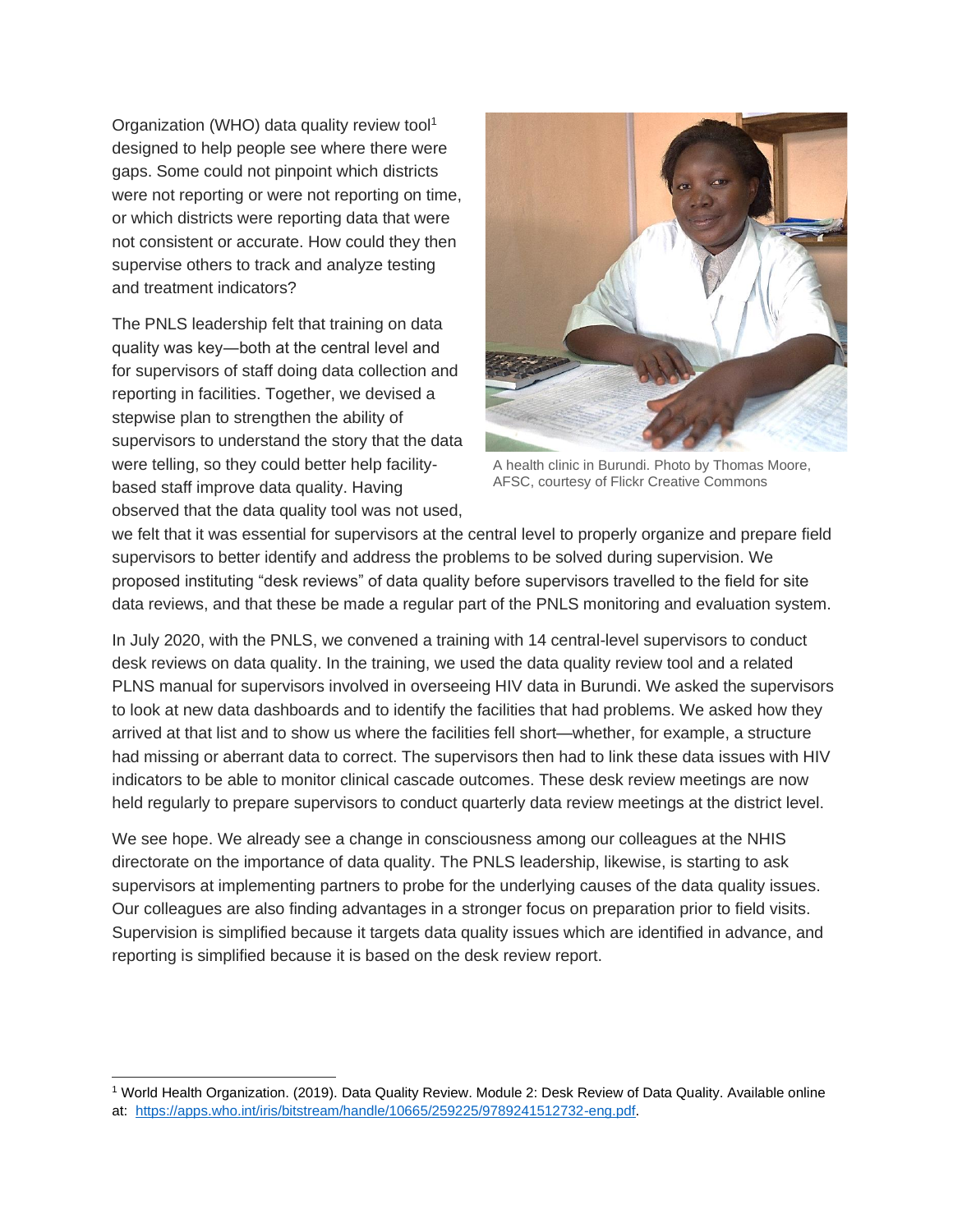Organization (WHO) data quality review tool[1] designed to help people see where there were gaps. Some could not pinpoint which districts were not reporting or were not reporting on time, or which districts were reporting data that were not consistent or accurate. How could they then supervise others to track and analyze testing and treatment indicators?

A health clinic in Burundi. Photo by Thomas Moore, AFSC, courtesy of Flickr Creative Commons

The PNLS leadership felt that training on data quality was key—both at the central level and for supervisors of staff doing data collection and reporting in facilities. Together, we devised a stepwise plan to strengthen the ability of supervisors to understand the story that the data were telling, so they could better help facility-based staff improve data quality. Having observed that the data quality tool was not used, we felt that it was essential for supervisors at the central level to properly organize and prepare field supervisors to better identify and address the problems to be solved during supervision. We proposed instituting "desk reviews" of data quality before supervisors travelled to the field for site data reviews, and that these be made a regular part of the PNLS monitoring and evaluation system.

In July 2020, with the PNLS, we convened a training with 14 central-level supervisors to conduct desk reviews on data quality. In the training, we used the data quality review tool and a related PLNS manual for supervisors involved in overseeing HIV data in Burundi. We asked the supervisors to look at new data dashboards and to identify the facilities that had problems. We asked how they arrived at that list and to show us where the facilities fell short—whether, for example, a structure had missing or aberrant data to correct. The supervisors then had to link these data issues with HIV indicators to be able to monitor clinical cascade outcomes. These desk review meetings are now held regularly to prepare supervisors to conduct quarterly data review meetings at the district level.

We see hope. We already see a change in consciousness among our colleagues at the NHIS directorate on the importance of data quality. The PNLS leadership, likewise, is starting to ask supervisors at implementing partners to probe for the underlying causes of the data quality issues. Our colleagues are also finding advantages in a stronger focus on preparation prior to field visits. Supervision is simplified because it targets data quality issues which are identified in advance, and reporting is simplified because it is based on the desk review report.

---

[1] World Health Organization. (2019). Data Quality Review. Module 2: Desk Review of Data Quality. Available online at: https://apps.who.int/iris/bitstream/handle/10665/259225/9789241512732-eng.pdf.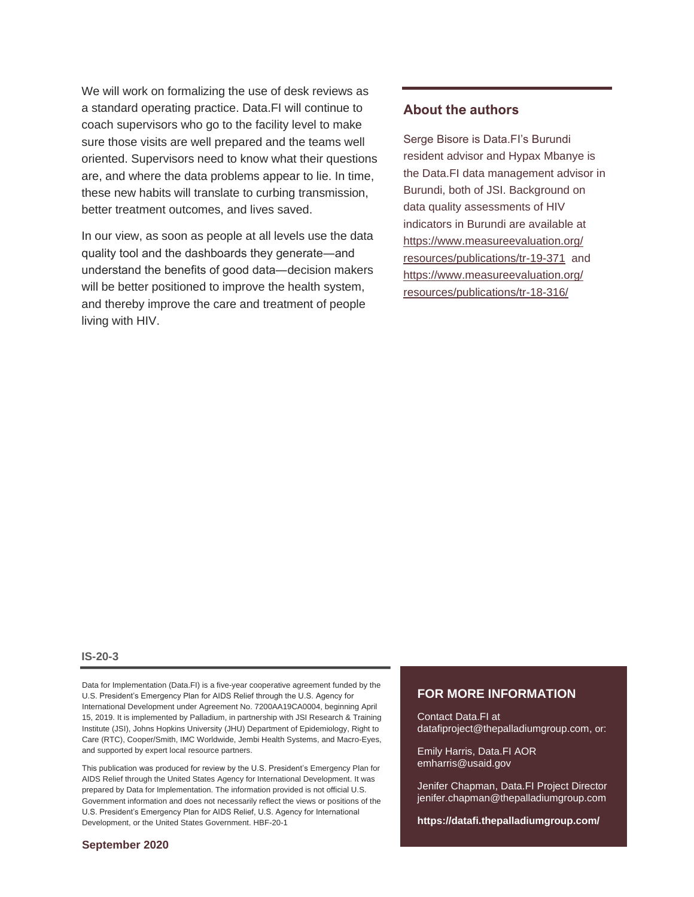We will work on formalizing the use of desk reviews as a standard operating practice. Data.FI will continue to coach supervisors who go to the facility level to make sure those visits are well prepared and the teams well oriented. Supervisors need to know what their questions are, and where the data problems appear to lie. In time, these new habits will translate to curbing transmission, better treatment outcomes, and lives saved.

In our view, as soon as people at all levels use the data quality tool and the dashboards they generate—and understand the benefits of good data—decision makers will be better positioned to improve the health system, and thereby improve the care and treatment of people living with HIV.

## About the authors

Serge Bisore is Data.FI's Burundi resident advisor and Hypax Mbanye is the Data.FI data management advisor in Burundi, both of JSI. Background on data quality assessments of HIV indicators in Burundi are available at https://www.measureevaluation.org/resources/publications/tr-19-371 and https://www.measureevaluation.org/resources/publications/tr-18-316/

**IS-20-3**

Data for Implementation (Data.FI) is a five-year cooperative agreement funded by the U.S. President's Emergency Plan for AIDS Relief through the U.S. Agency for International Development under Agreement No. 7200AA19CA0004, beginning April 15, 2019. It is implemented by Palladium, in partnership with JSI Research & Training Institute (JSI), Johns Hopkins University (JHU) Department of Epidemiology, Right to Care (RTC), Cooper/Smith, IMC Worldwide, Jembi Health Systems, and Macro-Eyes, and supported by expert local resource partners.

This publication was produced for review by the U.S. President's Emergency Plan for AIDS Relief through the United States Agency for International Development. It was prepared by Data for Implementation. The information provided is not official U.S. Government information and does not necessarily reflect the views or positions of the U.S. President's Emergency Plan for AIDS Relief, U.S. Agency for International Development, or the United States Government. HBF-20-1

**September 2020**

### FOR MORE INFORMATION

Contact Data.FI at datafiproject@thepalladiumgroup.com, or:

Emily Harris, Data.FI AOR
emharris@usaid.gov

Jenifer Chapman, Data.FI Project Director
jenifer.chapman@thepalladiumgroup.com

**https://datafi.thepalladiumgroup.com/**